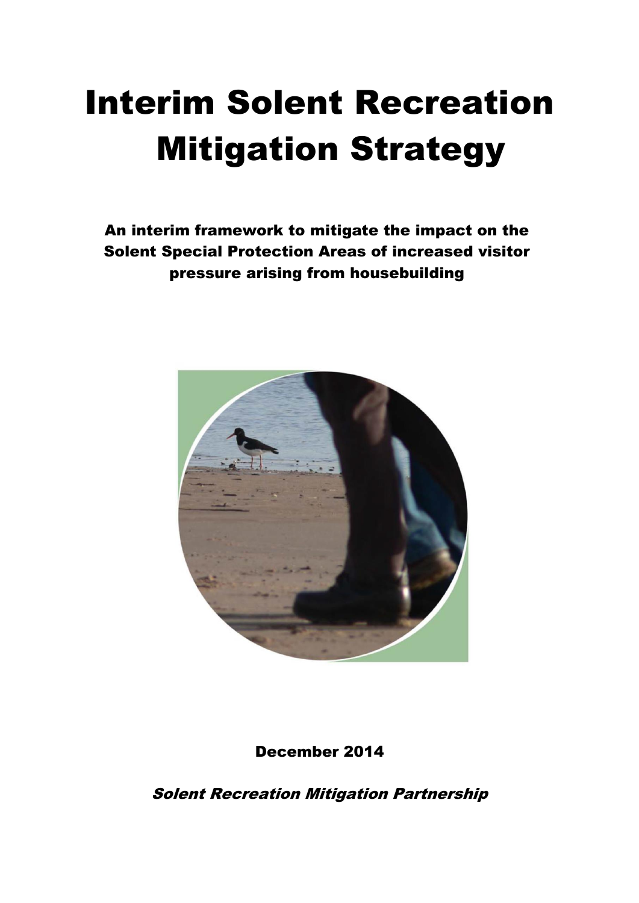# Interim Solent Recreation Mitigation Strategy

**An interim framework to mitigate the impact on the Solent Special Protection Areas of increased visitor pressure arising from housebuilding**

December 2014

*Solent Recreation Mitigation Partnership*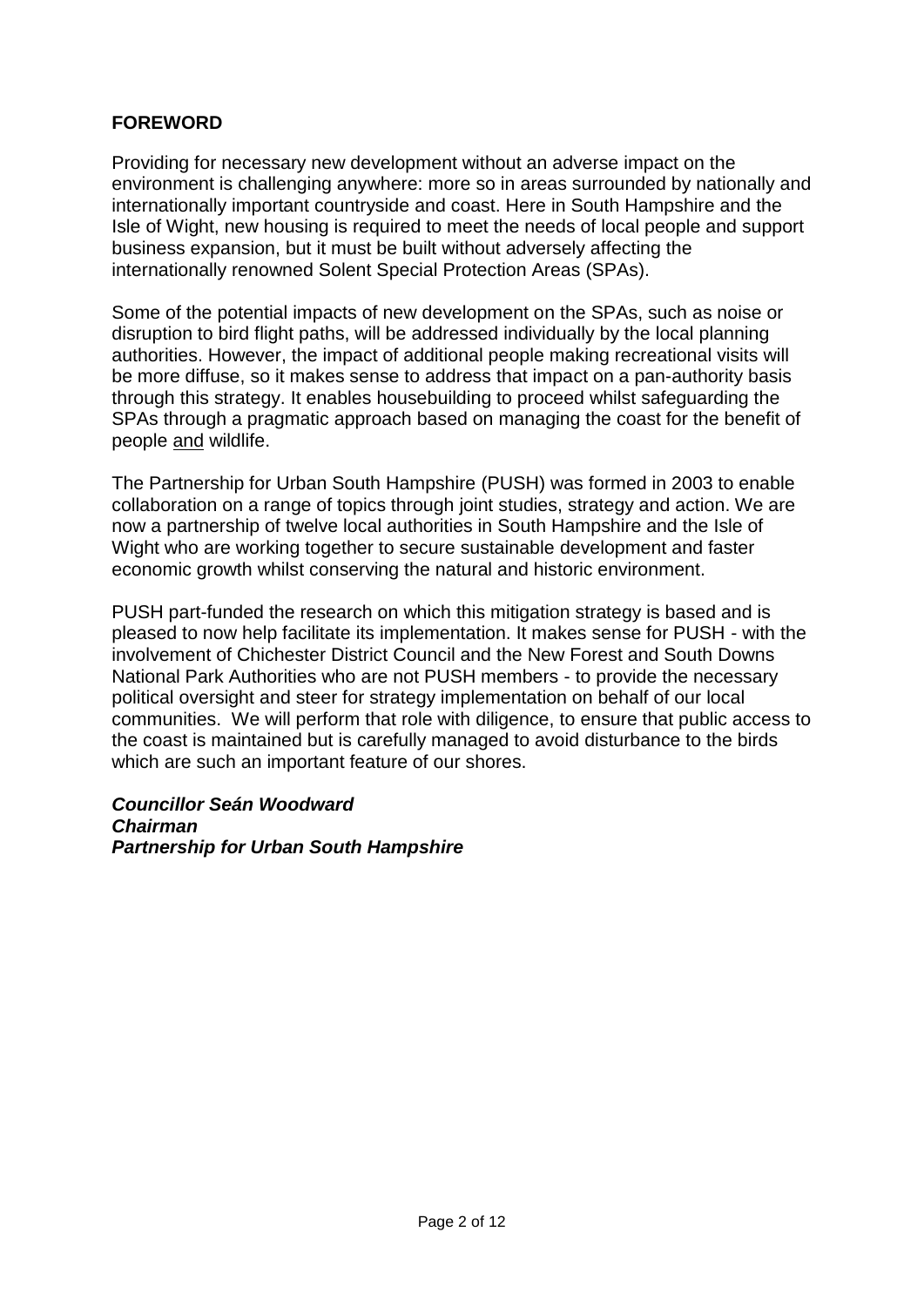## FOREWORD

Providing for necessary new development without an adverse impact on the environment is challenging anywhere: more so in areas surrounded by nationally and internationally important countryside and coast. Here in South Hampshire and the Isle of Wight, new housing is required to meet the needs of local people and support business expansion, but it must be built without adversely affecting the internationally renowned Solent Special Protection Areas (SPAs).

Some of the potential impacts of new development on the SPAs, such as noise or disruption to bird flight paths, will be addressed individually by the local planning authorities. However, the impact of additional people making recreational visits will be more diffuse, so it makes sense to address that impact on a pan-authority basis through this strategy. It enables housebuilding to proceed whilst safeguarding the SPAs through a pragmatic approach based on managing the coast for the benefit of people <u>and</u> wildlife.

The Partnership for Urban South Hampshire (PUSH) was formed in 2003 to enable collaboration on a range of topics through joint studies, strategy and action. We are now a partnership of twelve local authorities in South Hampshire and the Isle of Wight who are working together to secure sustainable development and faster economic growth whilst conserving the natural and historic environment.

PUSH part-funded the research on which this mitigation strategy is based and is pleased to now help facilitate its implementation. It makes sense for PUSH - with the involvement of Chichester District Council and the New Forest and South Downs National Park Authorities who are not PUSH members - to provide the necessary political oversight and steer for strategy implementation on behalf of our local communities. We will perform that role with diligence, to ensure that public access to the coast is maintained but is carefully managed to avoid disturbance to the birds which are such an important feature of our shores.

***Councillor Seán Woodward***
***Chairman***
***Partnership for Urban South Hampshire***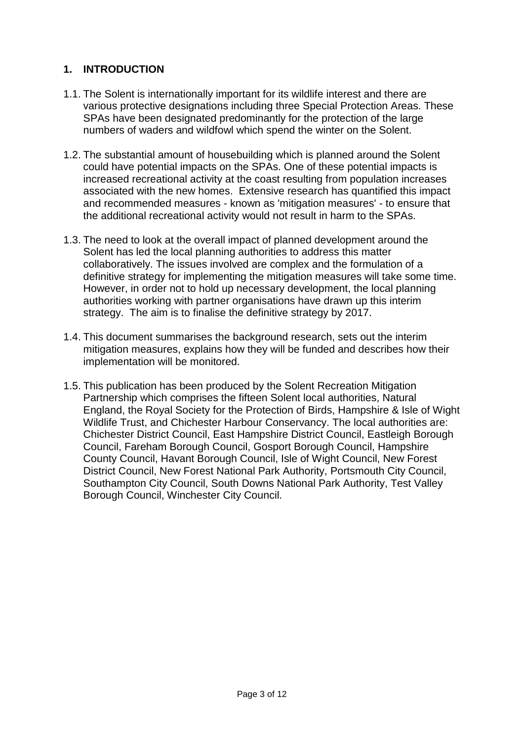## 1. INTRODUCTION

1.1. The Solent is internationally important for its wildlife interest and there are various protective designations including three Special Protection Areas. These SPAs have been designated predominantly for the protection of the large numbers of waders and wildfowl which spend the winter on the Solent.

1.2. The substantial amount of housebuilding which is planned around the Solent could have potential impacts on the SPAs. One of these potential impacts is increased recreational activity at the coast resulting from population increases associated with the new homes. Extensive research has quantified this impact and recommended measures - known as 'mitigation measures' - to ensure that the additional recreational activity would not result in harm to the SPAs.

1.3. The need to look at the overall impact of planned development around the Solent has led the local planning authorities to address this matter collaboratively. The issues involved are complex and the formulation of a definitive strategy for implementing the mitigation measures will take some time. However, in order not to hold up necessary development, the local planning authorities working with partner organisations have drawn up this interim strategy. The aim is to finalise the definitive strategy by 2017.

1.4. This document summarises the background research, sets out the interim mitigation measures, explains how they will be funded and describes how their implementation will be monitored.

1.5. This publication has been produced by the Solent Recreation Mitigation Partnership which comprises the fifteen Solent local authorities, Natural England, the Royal Society for the Protection of Birds, Hampshire & Isle of Wight Wildlife Trust, and Chichester Harbour Conservancy. The local authorities are: Chichester District Council, East Hampshire District Council, Eastleigh Borough Council, Fareham Borough Council, Gosport Borough Council, Hampshire County Council, Havant Borough Council, Isle of Wight Council, New Forest District Council, New Forest National Park Authority, Portsmouth City Council, Southampton City Council, South Downs National Park Authority, Test Valley Borough Council, Winchester City Council.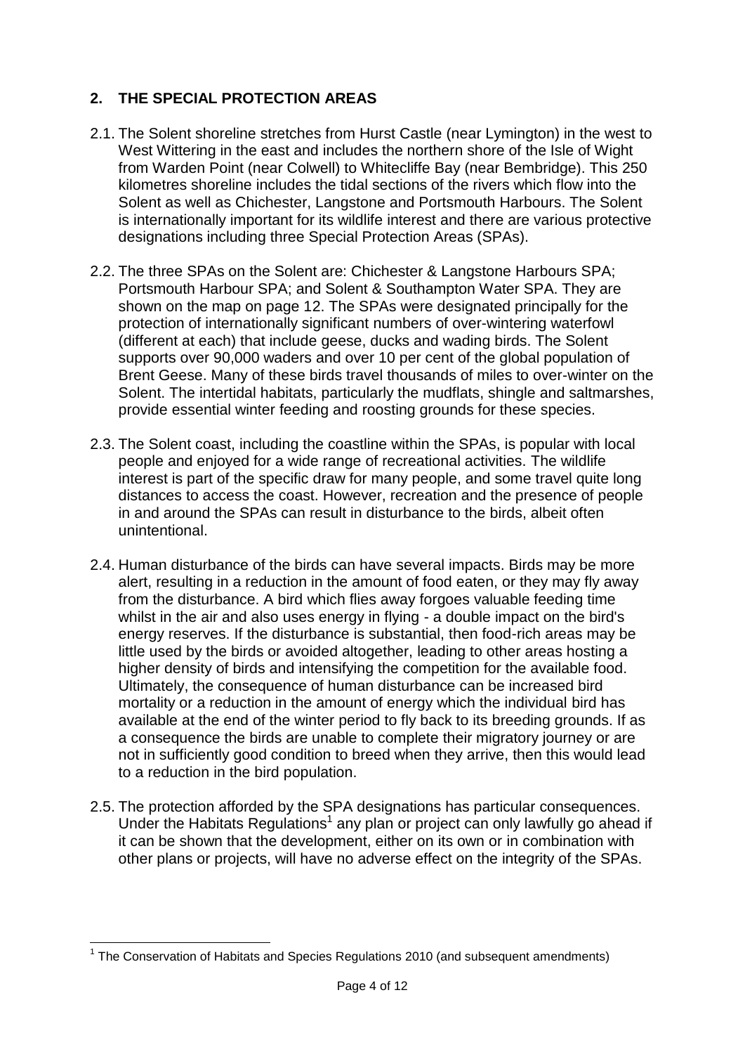## 2. THE SPECIAL PROTECTION AREAS

2.1. The Solent shoreline stretches from Hurst Castle (near Lymington) in the west to West Wittering in the east and includes the northern shore of the Isle of Wight from Warden Point (near Colwell) to Whitecliffe Bay (near Bembridge). This 250 kilometres shoreline includes the tidal sections of the rivers which flow into the Solent as well as Chichester, Langstone and Portsmouth Harbours. The Solent is internationally important for its wildlife interest and there are various protective designations including three Special Protection Areas (SPAs).

2.2. The three SPAs on the Solent are: Chichester & Langstone Harbours SPA; Portsmouth Harbour SPA; and Solent & Southampton Water SPA. They are shown on the map on page 12. The SPAs were designated principally for the protection of internationally significant numbers of over-wintering waterfowl (different at each) that include geese, ducks and wading birds. The Solent supports over 90,000 waders and over 10 per cent of the global population of Brent Geese. Many of these birds travel thousands of miles to over-winter on the Solent. The intertidal habitats, particularly the mudflats, shingle and saltmarshes, provide essential winter feeding and roosting grounds for these species.

2.3. The Solent coast, including the coastline within the SPAs, is popular with local people and enjoyed for a wide range of recreational activities. The wildlife interest is part of the specific draw for many people, and some travel quite long distances to access the coast. However, recreation and the presence of people in and around the SPAs can result in disturbance to the birds, albeit often unintentional.

2.4. Human disturbance of the birds can have several impacts. Birds may be more alert, resulting in a reduction in the amount of food eaten, or they may fly away from the disturbance. A bird which flies away forgoes valuable feeding time whilst in the air and also uses energy in flying - a double impact on the bird's energy reserves. If the disturbance is substantial, then food-rich areas may be little used by the birds or avoided altogether, leading to other areas hosting a higher density of birds and intensifying the competition for the available food. Ultimately, the consequence of human disturbance can be increased bird mortality or a reduction in the amount of energy which the individual bird has available at the end of the winter period to fly back to its breeding grounds. If as a consequence the birds are unable to complete their migratory journey or are not in sufficiently good condition to breed when they arrive, then this would lead to a reduction in the bird population.

2.5. The protection afforded by the SPA designations has particular consequences. Under the Habitats Regulations[1] any plan or project can only lawfully go ahead if it can be shown that the development, either on its own or in combination with other plans or projects, will have no adverse effect on the integrity of the SPAs.

[1] The Conservation of Habitats and Species Regulations 2010 (and subsequent amendments)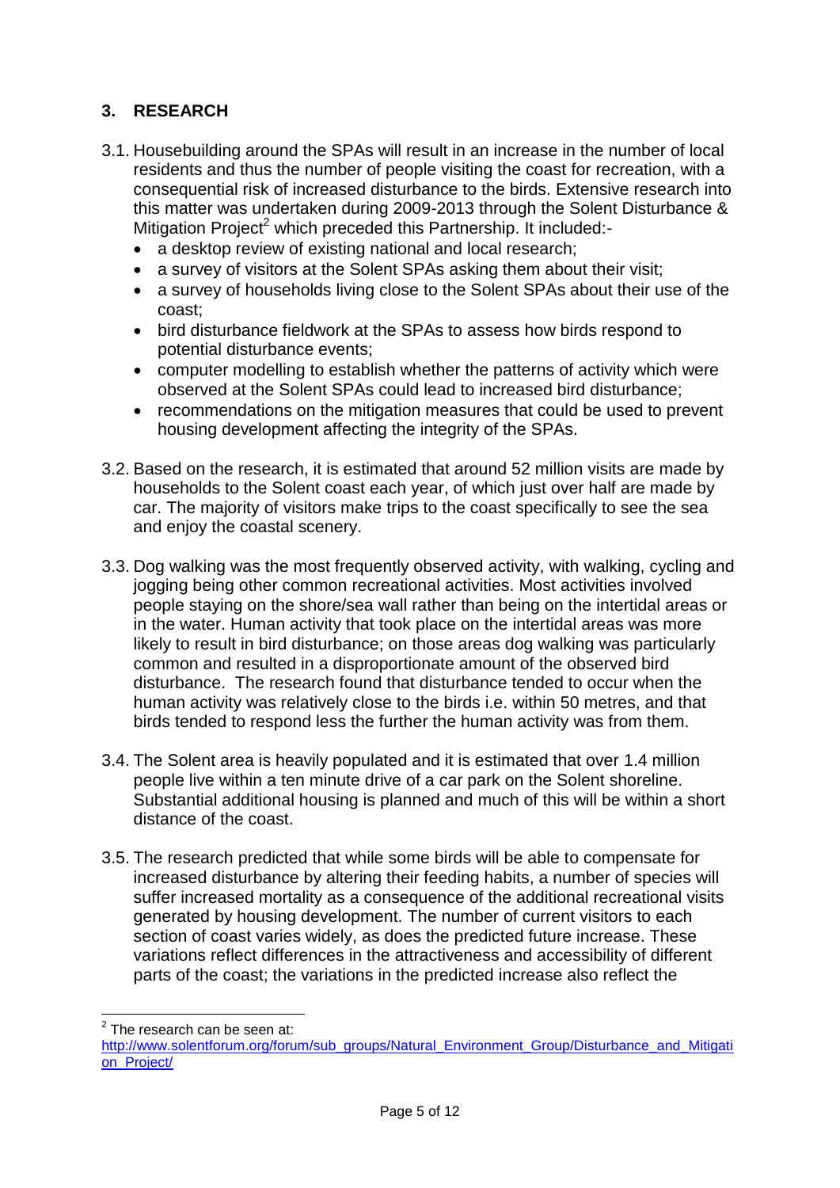## 3. RESEARCH

3.1. Housebuilding around the SPAs will result in an increase in the number of local residents and thus the number of people visiting the coast for recreation, with a consequential risk of increased disturbance to the birds. Extensive research into this matter was undertaken during 2009-2013 through the Solent Disturbance & Mitigation Project[2] which preceded this Partnership. It included:-

- a desktop review of existing national and local research;
- a survey of visitors at the Solent SPAs asking them about their visit;
- a survey of households living close to the Solent SPAs about their use of the coast;
- bird disturbance fieldwork at the SPAs to assess how birds respond to potential disturbance events;
- computer modelling to establish whether the patterns of activity which were observed at the Solent SPAs could lead to increased bird disturbance;
- recommendations on the mitigation measures that could be used to prevent housing development affecting the integrity of the SPAs.

3.2. Based on the research, it is estimated that around 52 million visits are made by households to the Solent coast each year, of which just over half are made by car. The majority of visitors make trips to the coast specifically to see the sea and enjoy the coastal scenery.

3.3. Dog walking was the most frequently observed activity, with walking, cycling and jogging being other common recreational activities. Most activities involved people staying on the shore/sea wall rather than being on the intertidal areas or in the water. Human activity that took place on the intertidal areas was more likely to result in bird disturbance; on those areas dog walking was particularly common and resulted in a disproportionate amount of the observed bird disturbance. The research found that disturbance tended to occur when the human activity was relatively close to the birds i.e. within 50 metres, and that birds tended to respond less the further the human activity was from them.

3.4. The Solent area is heavily populated and it is estimated that over 1.4 million people live within a ten minute drive of a car park on the Solent shoreline. Substantial additional housing is planned and much of this will be within a short distance of the coast.

3.5. The research predicted that while some birds will be able to compensate for increased disturbance by altering their feeding habits, a number of species will suffer increased mortality as a consequence of the additional recreational visits generated by housing development. The number of current visitors to each section of coast varies widely, as does the predicted future increase. These variations reflect differences in the attractiveness and accessibility of different parts of the coast; the variations in the predicted increase also reflect the

---

[2] The research can be seen at: http://www.solentforum.org/forum/sub_groups/Natural_Environment_Group/Disturbance_and_Mitigation_Project/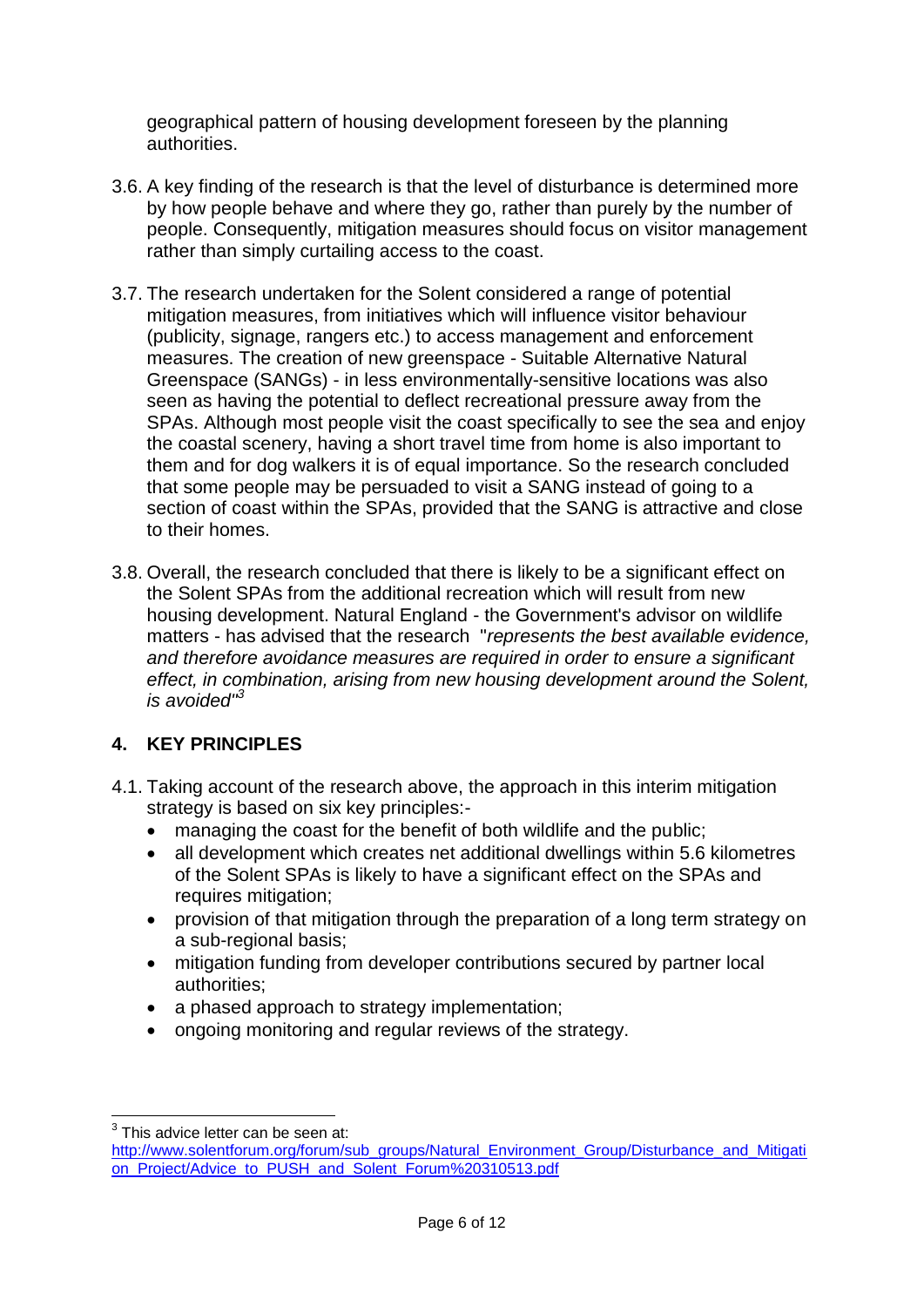geographical pattern of housing development foreseen by the planning authorities.

3.6. A key finding of the research is that the level of disturbance is determined more by how people behave and where they go, rather than purely by the number of people. Consequently, mitigation measures should focus on visitor management rather than simply curtailing access to the coast.

3.7. The research undertaken for the Solent considered a range of potential mitigation measures, from initiatives which will influence visitor behaviour (publicity, signage, rangers etc.) to access management and enforcement measures. The creation of new greenspace - Suitable Alternative Natural Greenspace (SANGs) - in less environmentally-sensitive locations was also seen as having the potential to deflect recreational pressure away from the SPAs. Although most people visit the coast specifically to see the sea and enjoy the coastal scenery, having a short travel time from home is also important to them and for dog walkers it is of equal importance. So the research concluded that some people may be persuaded to visit a SANG instead of going to a section of coast within the SPAs, provided that the SANG is attractive and close to their homes.

3.8. Overall, the research concluded that there is likely to be a significant effect on the Solent SPAs from the additional recreation which will result from new housing development. Natural England - the Government's advisor on wildlife matters - has advised that the research *"represents the best available evidence, and therefore avoidance measures are required in order to ensure a significant effect, in combination, arising from new housing development around the Solent, is avoided"*[3]

## 4. KEY PRINCIPLES

4.1. Taking account of the research above, the approach in this interim mitigation strategy is based on six key principles:-

- managing the coast for the benefit of both wildlife and the public;
- all development which creates net additional dwellings within 5.6 kilometres of the Solent SPAs is likely to have a significant effect on the SPAs and requires mitigation;
- provision of that mitigation through the preparation of a long term strategy on a sub-regional basis;
- mitigation funding from developer contributions secured by partner local authorities;
- a phased approach to strategy implementation;
- ongoing monitoring and regular reviews of the strategy.

---

[3] This advice letter can be seen at: http://www.solentforum.org/forum/sub_groups/Natural_Environment_Group/Disturbance_and_Mitigation_Project/Advice_to_PUSH_and_Solent_Forum%20310513.pdf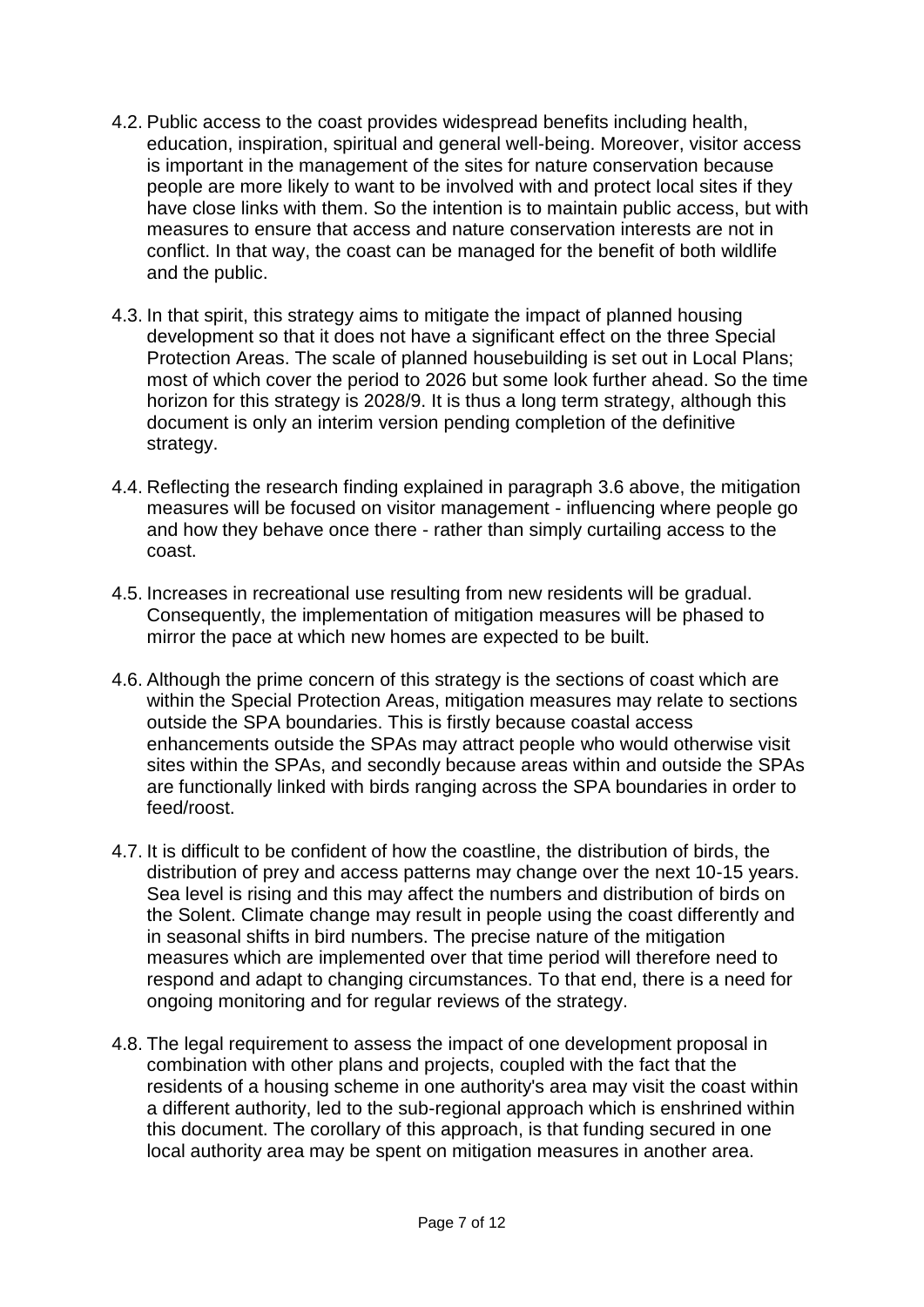4.2. Public access to the coast provides widespread benefits including health, education, inspiration, spiritual and general well-being. Moreover, visitor access is important in the management of the sites for nature conservation because people are more likely to want to be involved with and protect local sites if they have close links with them. So the intention is to maintain public access, but with measures to ensure that access and nature conservation interests are not in conflict. In that way, the coast can be managed for the benefit of both wildlife and the public.

4.3. In that spirit, this strategy aims to mitigate the impact of planned housing development so that it does not have a significant effect on the three Special Protection Areas. The scale of planned housebuilding is set out in Local Plans; most of which cover the period to 2026 but some look further ahead. So the time horizon for this strategy is 2028/9. It is thus a long term strategy, although this document is only an interim version pending completion of the definitive strategy.

4.4. Reflecting the research finding explained in paragraph 3.6 above, the mitigation measures will be focused on visitor management - influencing where people go and how they behave once there - rather than simply curtailing access to the coast.

4.5. Increases in recreational use resulting from new residents will be gradual. Consequently, the implementation of mitigation measures will be phased to mirror the pace at which new homes are expected to be built.

4.6. Although the prime concern of this strategy is the sections of coast which are within the Special Protection Areas, mitigation measures may relate to sections outside the SPA boundaries. This is firstly because coastal access enhancements outside the SPAs may attract people who would otherwise visit sites within the SPAs, and secondly because areas within and outside the SPAs are functionally linked with birds ranging across the SPA boundaries in order to feed/roost.

4.7. It is difficult to be confident of how the coastline, the distribution of birds, the distribution of prey and access patterns may change over the next 10-15 years. Sea level is rising and this may affect the numbers and distribution of birds on the Solent. Climate change may result in people using the coast differently and in seasonal shifts in bird numbers. The precise nature of the mitigation measures which are implemented over that time period will therefore need to respond and adapt to changing circumstances. To that end, there is a need for ongoing monitoring and for regular reviews of the strategy.

4.8. The legal requirement to assess the impact of one development proposal in combination with other plans and projects, coupled with the fact that the residents of a housing scheme in one authority's area may visit the coast within a different authority, led to the sub-regional approach which is enshrined within this document. The corollary of this approach, is that funding secured in one local authority area may be spent on mitigation measures in another area.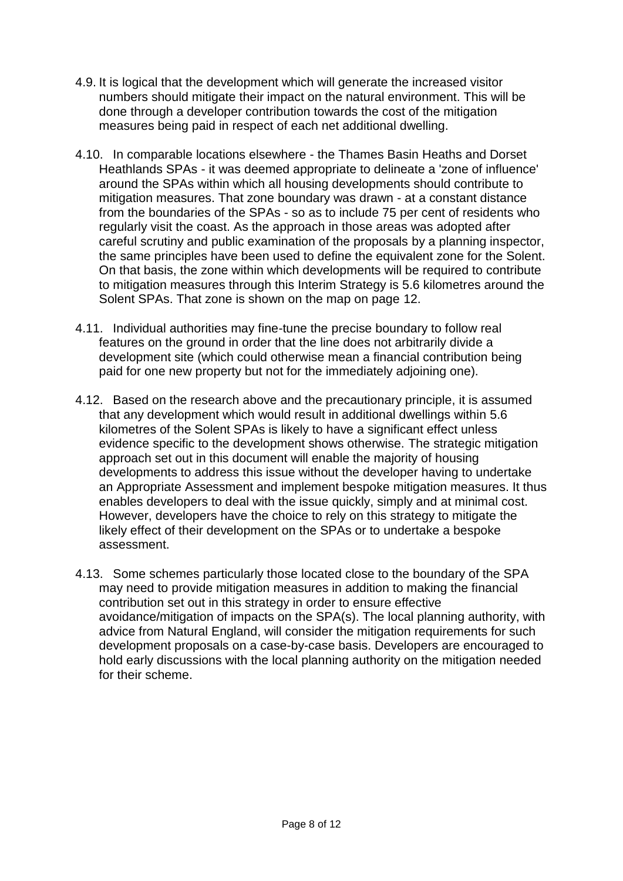4.9. It is logical that the development which will generate the increased visitor numbers should mitigate their impact on the natural environment. This will be done through a developer contribution towards the cost of the mitigation measures being paid in respect of each net additional dwelling.

4.10. In comparable locations elsewhere - the Thames Basin Heaths and Dorset Heathlands SPAs - it was deemed appropriate to delineate a 'zone of influence' around the SPAs within which all housing developments should contribute to mitigation measures. That zone boundary was drawn - at a constant distance from the boundaries of the SPAs - so as to include 75 per cent of residents who regularly visit the coast. As the approach in those areas was adopted after careful scrutiny and public examination of the proposals by a planning inspector, the same principles have been used to define the equivalent zone for the Solent. On that basis, the zone within which developments will be required to contribute to mitigation measures through this Interim Strategy is 5.6 kilometres around the Solent SPAs. That zone is shown on the map on page 12.

4.11. Individual authorities may fine-tune the precise boundary to follow real features on the ground in order that the line does not arbitrarily divide a development site (which could otherwise mean a financial contribution being paid for one new property but not for the immediately adjoining one).

4.12. Based on the research above and the precautionary principle, it is assumed that any development which would result in additional dwellings within 5.6 kilometres of the Solent SPAs is likely to have a significant effect unless evidence specific to the development shows otherwise. The strategic mitigation approach set out in this document will enable the majority of housing developments to address this issue without the developer having to undertake an Appropriate Assessment and implement bespoke mitigation measures. It thus enables developers to deal with the issue quickly, simply and at minimal cost. However, developers have the choice to rely on this strategy to mitigate the likely effect of their development on the SPAs or to undertake a bespoke assessment.

4.13. Some schemes particularly those located close to the boundary of the SPA may need to provide mitigation measures in addition to making the financial contribution set out in this strategy in order to ensure effective avoidance/mitigation of impacts on the SPA(s). The local planning authority, with advice from Natural England, will consider the mitigation requirements for such development proposals on a case-by-case basis. Developers are encouraged to hold early discussions with the local planning authority on the mitigation needed for their scheme.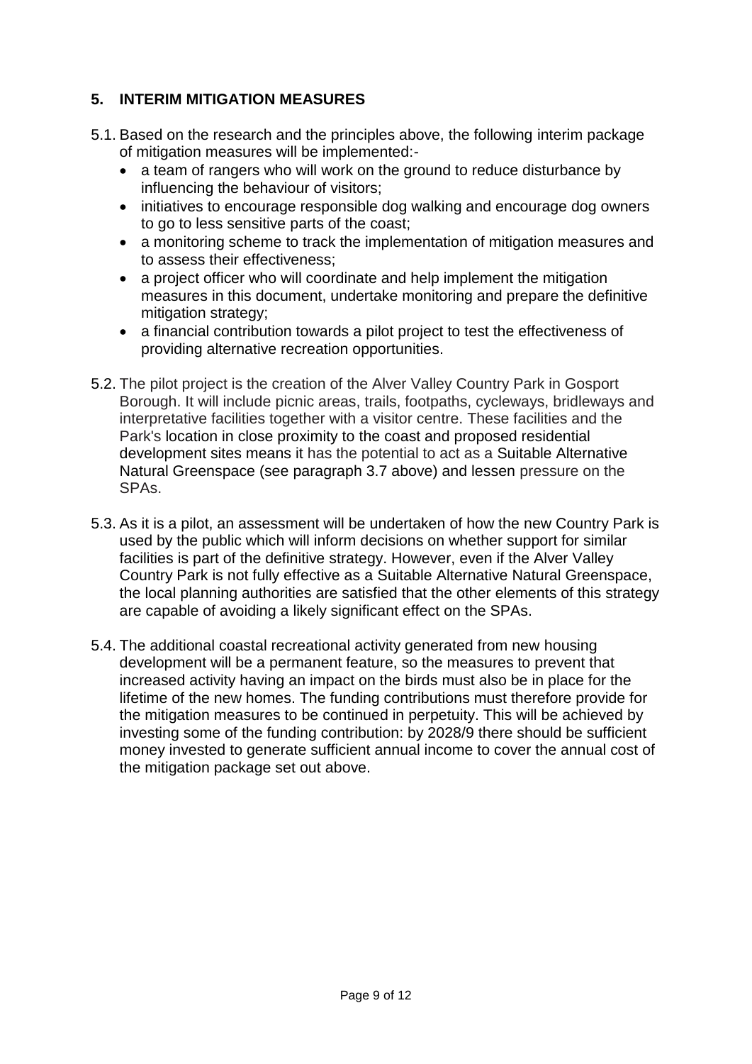## 5. INTERIM MITIGATION MEASURES

5.1. Based on the research and the principles above, the following interim package of mitigation measures will be implemented:-

- a team of rangers who will work on the ground to reduce disturbance by influencing the behaviour of visitors;
- initiatives to encourage responsible dog walking and encourage dog owners to go to less sensitive parts of the coast;
- a monitoring scheme to track the implementation of mitigation measures and to assess their effectiveness;
- a project officer who will coordinate and help implement the mitigation measures in this document, undertake monitoring and prepare the definitive mitigation strategy;
- a financial contribution towards a pilot project to test the effectiveness of providing alternative recreation opportunities.

5.2. The pilot project is the creation of the Alver Valley Country Park in Gosport Borough. It will include picnic areas, trails, footpaths, cycleways, bridleways and interpretative facilities together with a visitor centre. These facilities and the Park's location in close proximity to the coast and proposed residential development sites means it has the potential to act as a Suitable Alternative Natural Greenspace (see paragraph 3.7 above) and lessen pressure on the SPAs.

5.3. As it is a pilot, an assessment will be undertaken of how the new Country Park is used by the public which will inform decisions on whether support for similar facilities is part of the definitive strategy. However, even if the Alver Valley Country Park is not fully effective as a Suitable Alternative Natural Greenspace, the local planning authorities are satisfied that the other elements of this strategy are capable of avoiding a likely significant effect on the SPAs.

5.4. The additional coastal recreational activity generated from new housing development will be a permanent feature, so the measures to prevent that increased activity having an impact on the birds must also be in place for the lifetime of the new homes. The funding contributions must therefore provide for the mitigation measures to be continued in perpetuity. This will be achieved by investing some of the funding contribution: by 2028/9 there should be sufficient money invested to generate sufficient annual income to cover the annual cost of the mitigation package set out above.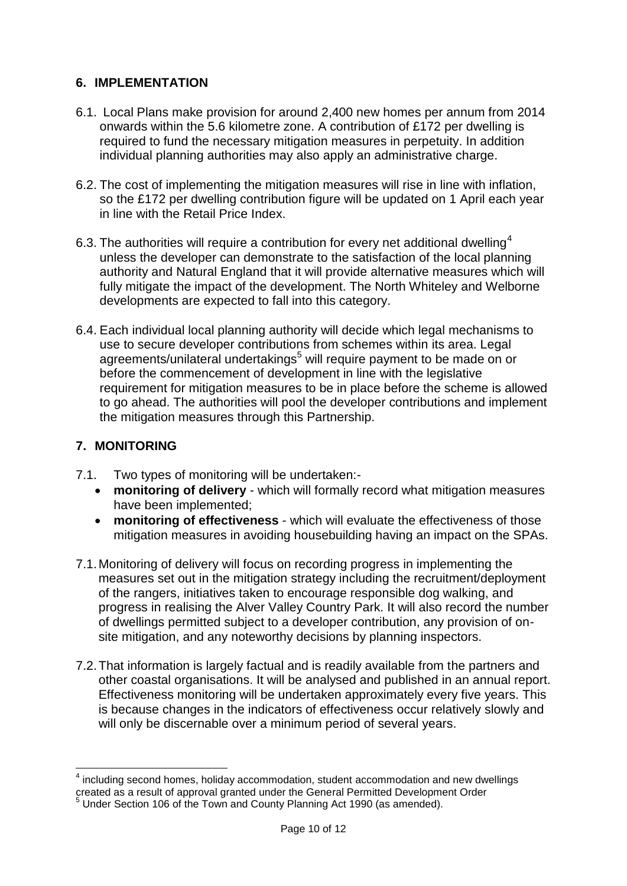## 6. IMPLEMENTATION

6.1. Local Plans make provision for around 2,400 new homes per annum from 2014 onwards within the 5.6 kilometre zone. A contribution of £172 per dwelling is required to fund the necessary mitigation measures in perpetuity. In addition individual planning authorities may also apply an administrative charge.

6.2. The cost of implementing the mitigation measures will rise in line with inflation, so the £172 per dwelling contribution figure will be updated on 1 April each year in line with the Retail Price Index.

6.3. The authorities will require a contribution for every net additional dwelling[4] unless the developer can demonstrate to the satisfaction of the local planning authority and Natural England that it will provide alternative measures which will fully mitigate the impact of the development. The North Whiteley and Welborne developments are expected to fall into this category.

6.4. Each individual local planning authority will decide which legal mechanisms to use to secure developer contributions from schemes within its area. Legal agreements/unilateral undertakings[5] will require payment to be made on or before the commencement of development in line with the legislative requirement for mitigation measures to be in place before the scheme is allowed to go ahead. The authorities will pool the developer contributions and implement the mitigation measures through this Partnership.

## 7. MONITORING

7.1. Two types of monitoring will be undertaken:-

- **monitoring of delivery** - which will formally record what mitigation measures have been implemented;
- **monitoring of effectiveness** - which will evaluate the effectiveness of those mitigation measures in avoiding housebuilding having an impact on the SPAs.

7.1. Monitoring of delivery will focus on recording progress in implementing the measures set out in the mitigation strategy including the recruitment/deployment of the rangers, initiatives taken to encourage responsible dog walking, and progress in realising the Alver Valley Country Park. It will also record the number of dwellings permitted subject to a developer contribution, any provision of on-site mitigation, and any noteworthy decisions by planning inspectors.

7.2. That information is largely factual and is readily available from the partners and other coastal organisations. It will be analysed and published in an annual report. Effectiveness monitoring will be undertaken approximately every five years. This is because changes in the indicators of effectiveness occur relatively slowly and will only be discernable over a minimum period of several years.

---

[4] including second homes, holiday accommodation, student accommodation and new dwellings created as a result of approval granted under the General Permitted Development Order

[5] Under Section 106 of the Town and County Planning Act 1990 (as amended).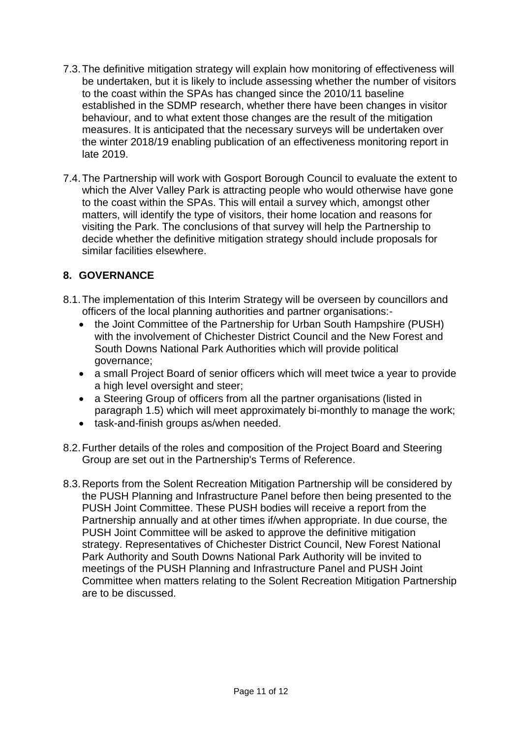7.3. The definitive mitigation strategy will explain how monitoring of effectiveness will be undertaken, but it is likely to include assessing whether the number of visitors to the coast within the SPAs has changed since the 2010/11 baseline established in the SDMP research, whether there have been changes in visitor behaviour, and to what extent those changes are the result of the mitigation measures. It is anticipated that the necessary surveys will be undertaken over the winter 2018/19 enabling publication of an effectiveness monitoring report in late 2019.

7.4. The Partnership will work with Gosport Borough Council to evaluate the extent to which the Alver Valley Park is attracting people who would otherwise have gone to the coast within the SPAs. This will entail a survey which, amongst other matters, will identify the type of visitors, their home location and reasons for visiting the Park. The conclusions of that survey will help the Partnership to decide whether the definitive mitigation strategy should include proposals for similar facilities elsewhere.

## 8. GOVERNANCE

8.1. The implementation of this Interim Strategy will be overseen by councillors and officers of the local planning authorities and partner organisations:-

- the Joint Committee of the Partnership for Urban South Hampshire (PUSH) with the involvement of Chichester District Council and the New Forest and South Downs National Park Authorities which will provide political governance;
- a small Project Board of senior officers which will meet twice a year to provide a high level oversight and steer;
- a Steering Group of officers from all the partner organisations (listed in paragraph 1.5) which will meet approximately bi-monthly to manage the work;
- task-and-finish groups as/when needed.

8.2. Further details of the roles and composition of the Project Board and Steering Group are set out in the Partnership's Terms of Reference.

8.3. Reports from the Solent Recreation Mitigation Partnership will be considered by the PUSH Planning and Infrastructure Panel before then being presented to the PUSH Joint Committee. These PUSH bodies will receive a report from the Partnership annually and at other times if/when appropriate. In due course, the PUSH Joint Committee will be asked to approve the definitive mitigation strategy. Representatives of Chichester District Council, New Forest National Park Authority and South Downs National Park Authority will be invited to meetings of the PUSH Planning and Infrastructure Panel and PUSH Joint Committee when matters relating to the Solent Recreation Mitigation Partnership are to be discussed.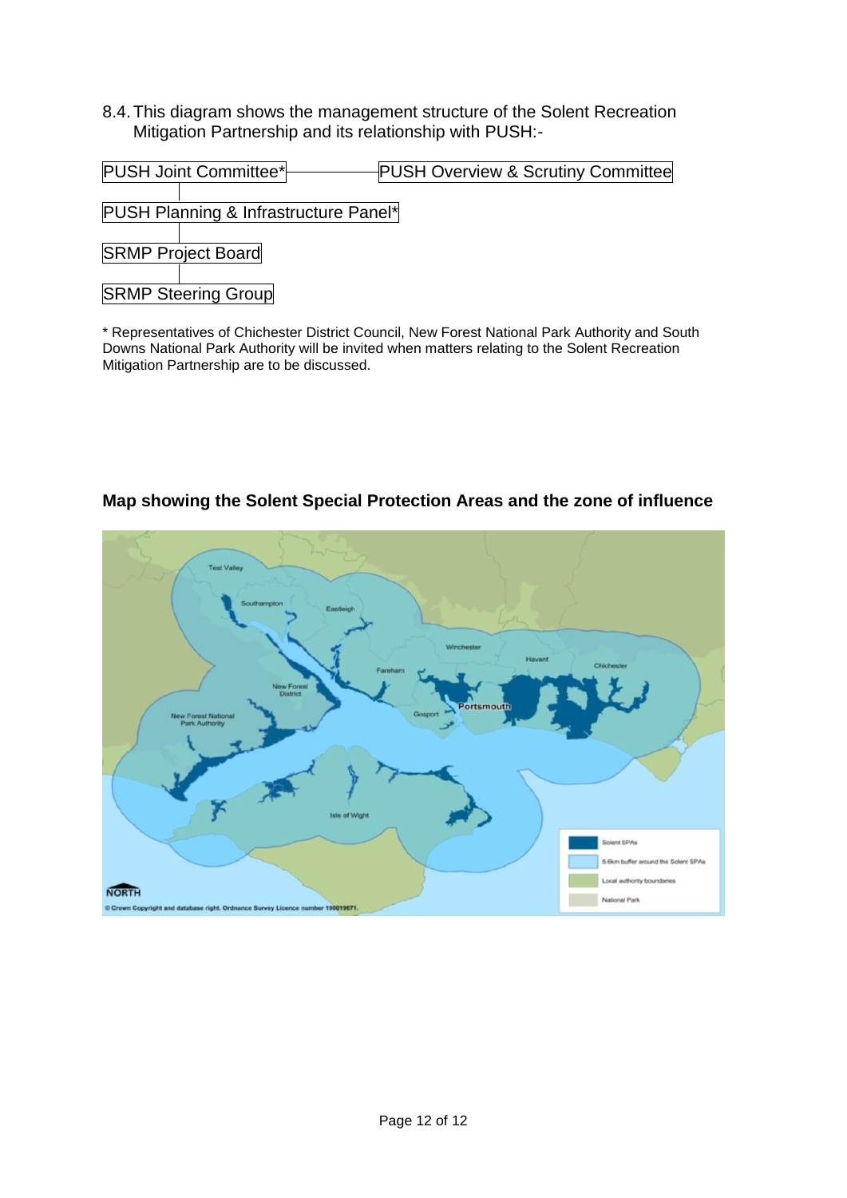8.4. This diagram shows the management structure of the Solent Recreation Mitigation Partnership and its relationship with PUSH:-

PUSH Joint Committee* — PUSH Overview & Scrutiny Committee

PUSH Planning & Infrastructure Panel*

SRMP Project Board

SRMP Steering Group

\* Representatives of Chichester District Council, New Forest National Park Authority and South Downs National Park Authority will be invited when matters relating to the Solent Recreation Mitigation Partnership are to be discussed.

**Map showing the Solent Special Protection Areas and the zone of influence**

Test Valley
Southampton
Eastleigh
Winchester
Havant
Chichester
Fareham
New Forest District
New Forest National Park Authority
Gosport
Portsmouth
Isle of Wight

Solent SPAs
5.6km buffer around the Solent SPAs
Local authority boundaries
National Park

NORTH

© Crown Copyright and database right. Ordnance Survey Licence number 100019671.